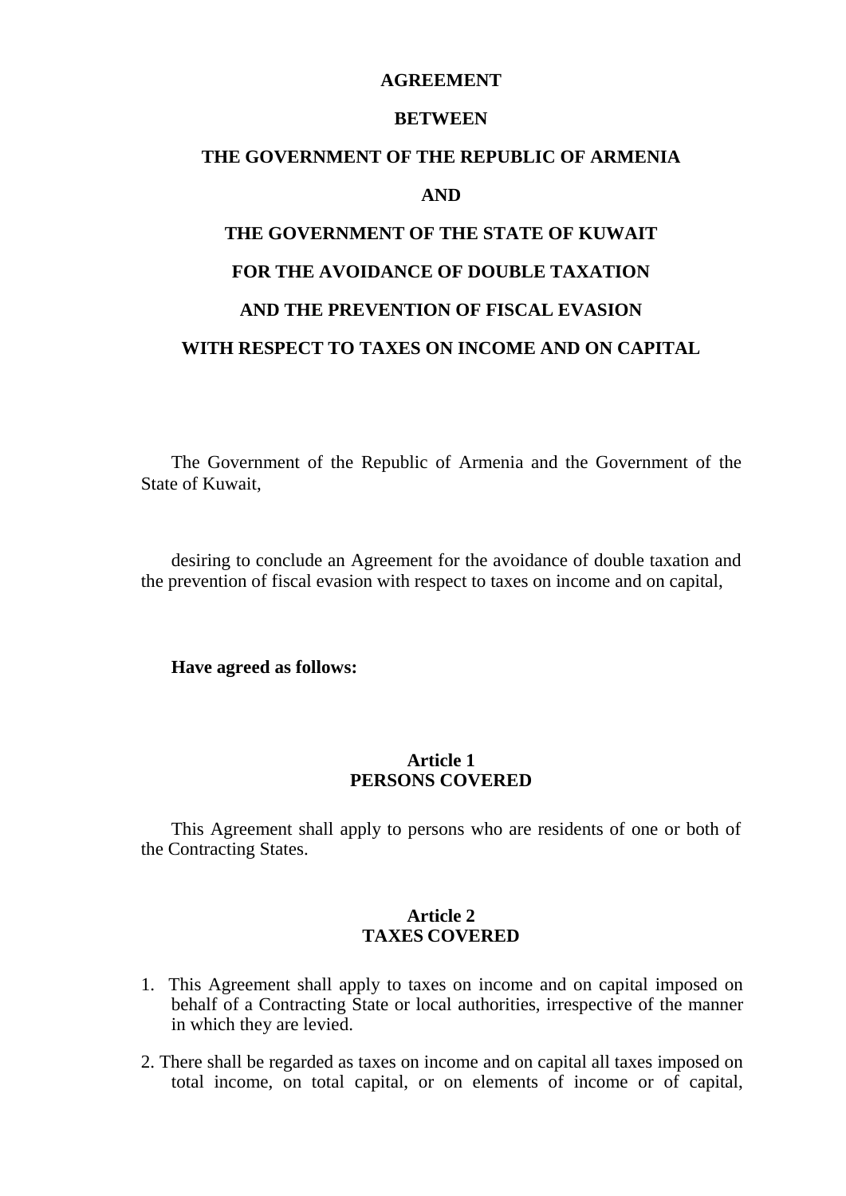**AGREEMENT**

**BETWEEN**

**THE GOVERNMENT OF THE REPUBLIC OF ARMENIA**

**AND**

**THE GOVERNMENT OF THE STATE OF KUWAIT**

**FOR THE AVOIDANCE OF DOUBLE TAXATION**

**AND THE PREVENTION OF FISCAL EVASION**

**WITH RESPECT TO TAXES ON INCOME AND ON CAPITAL**

The Government of the Republic of Armenia and the Government of the State of Kuwait,

desiring to conclude an Agreement for the avoidance of double taxation and the prevention of fiscal evasion with respect to taxes on income and on capital,

**Have agreed as follows:**

## Article 1
## PERSONS COVERED

This Agreement shall apply to persons who are residents of one or both of the Contracting States.

## Article 2
## TAXES COVERED

1. This Agreement shall apply to taxes on income and on capital imposed on behalf of a Contracting State or local authorities, irrespective of the manner in which they are levied.

2. There shall be regarded as taxes on income and on capital all taxes imposed on total income, on total capital, or on elements of income or of capital,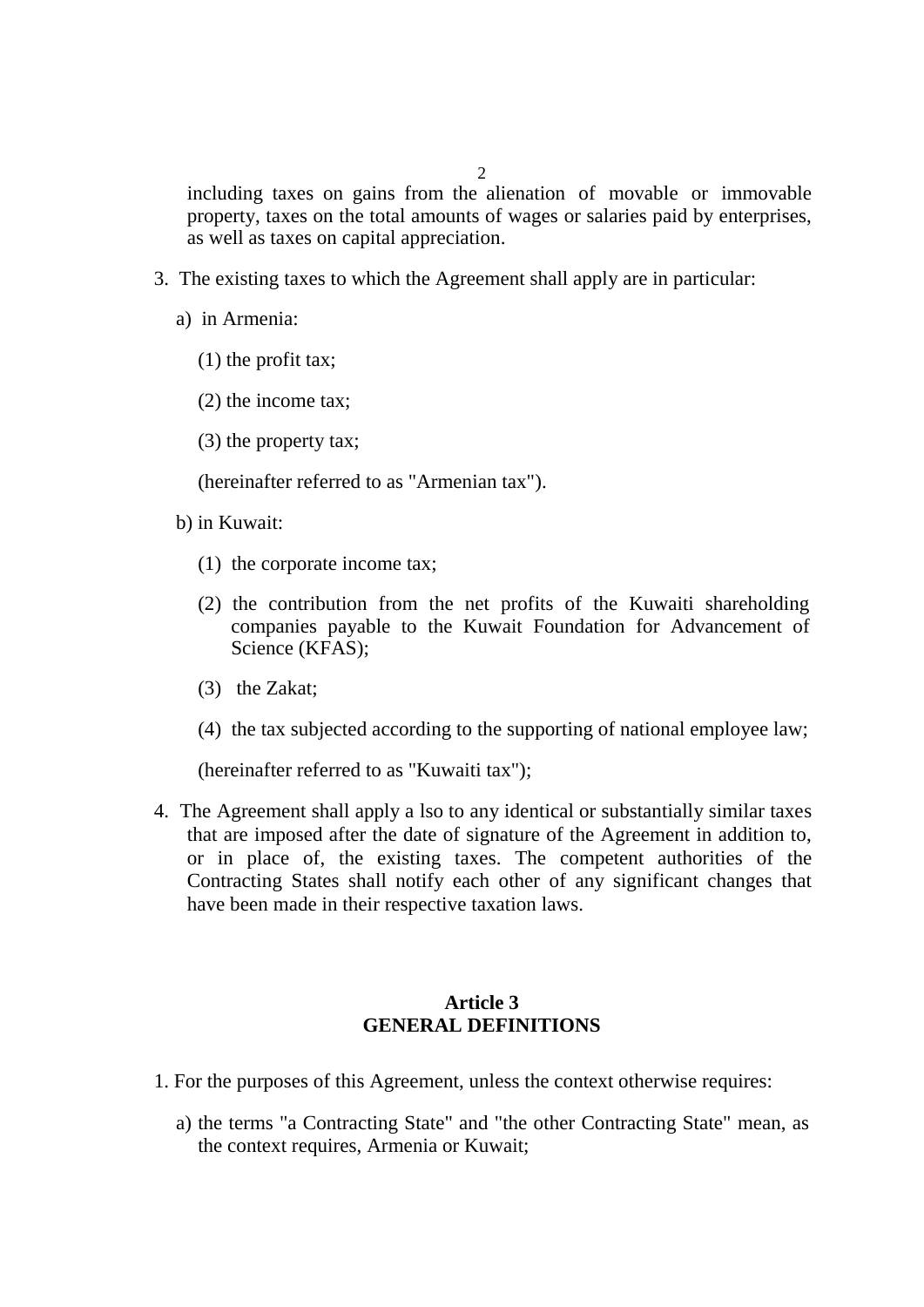including taxes on gains from the alienation of movable or immovable property, taxes on the total amounts of wages or salaries paid by enterprises, as well as taxes on capital appreciation.

3. The existing taxes to which the Agreement shall apply are in particular:

   a) in Armenia:

      (1) the profit tax;

      (2) the income tax;

      (3) the property tax;

      (hereinafter referred to as "Armenian tax").

   b) in Kuwait:

      (1) the corporate income tax;

      (2) the contribution from the net profits of the Kuwaiti shareholding companies payable to the Kuwait Foundation for Advancement of Science (KFAS);

      (3) the Zakat;

      (4) the tax subjected according to the supporting of national employee law;

      (hereinafter referred to as "Kuwaiti tax");

4. The Agreement shall apply a lso to any identical or substantially similar taxes that are imposed after the date of signature of the Agreement in addition to, or in place of, the existing taxes. The competent authorities of the Contracting States shall notify each other of any significant changes that have been made in their respective taxation laws.

## Article 3
## GENERAL DEFINITIONS

1. For the purposes of this Agreement, unless the context otherwise requires:

   a) the terms "a Contracting State" and "the other Contracting State" mean, as the context requires, Armenia or Kuwait;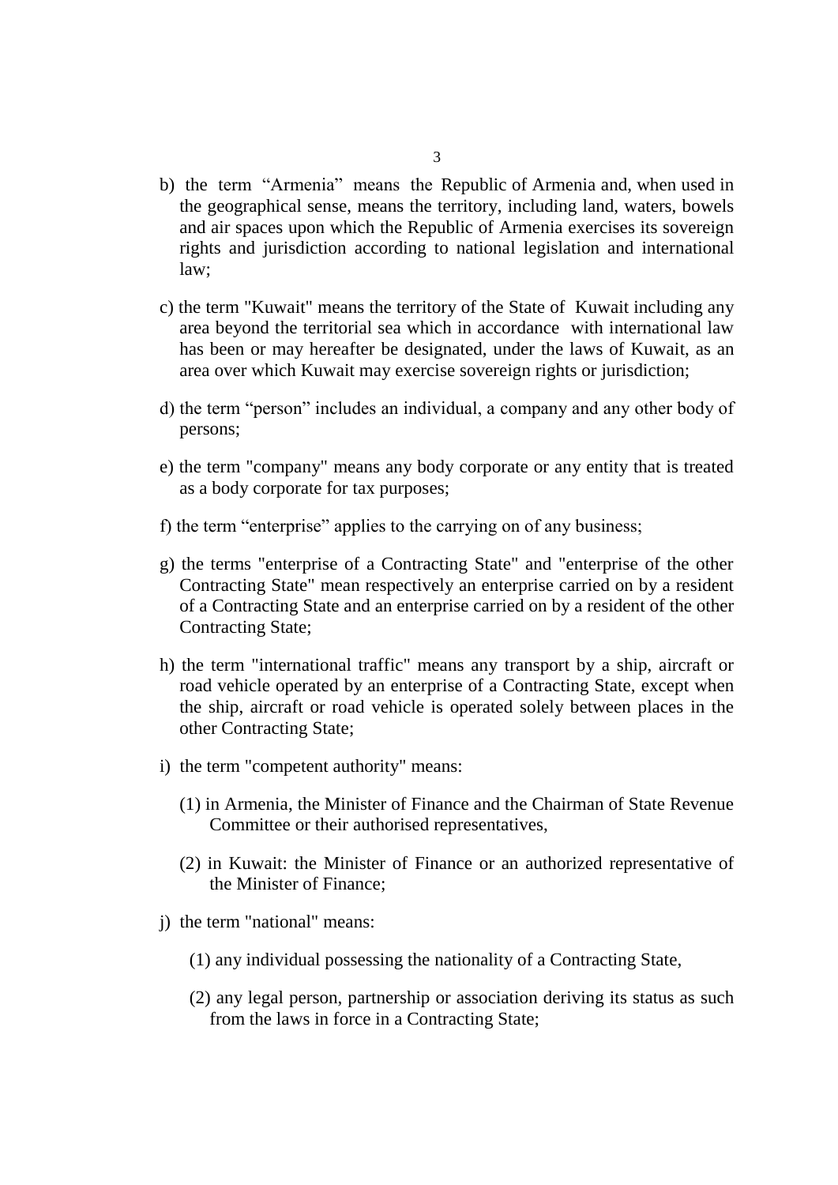b) the term "Armenia" means the Republic of Armenia and, when used in the geographical sense, means the territory, including land, waters, bowels and air spaces upon which the Republic of Armenia exercises its sovereign rights and jurisdiction according to national legislation and international law;

c) the term "Kuwait" means the territory of the State of Kuwait including any area beyond the territorial sea which in accordance with international law has been or may hereafter be designated, under the laws of Kuwait, as an area over which Kuwait may exercise sovereign rights or jurisdiction;

d) the term "person" includes an individual, a company and any other body of persons;

e) the term "company" means any body corporate or any entity that is treated as a body corporate for tax purposes;

f) the term "enterprise" applies to the carrying on of any business;

g) the terms "enterprise of a Contracting State" and "enterprise of the other Contracting State" mean respectively an enterprise carried on by a resident of a Contracting State and an enterprise carried on by a resident of the other Contracting State;

h) the term "international traffic" means any transport by a ship, aircraft or road vehicle operated by an enterprise of a Contracting State, except when the ship, aircraft or road vehicle is operated solely between places in the other Contracting State;

i) the term "competent authority" means:

(1) in Armenia, the Minister of Finance and the Chairman of State Revenue Committee or their authorised representatives,

(2) in Kuwait: the Minister of Finance or an authorized representative of the Minister of Finance;

j) the term "national" means:

(1) any individual possessing the nationality of a Contracting State,

(2) any legal person, partnership or association deriving its status as such from the laws in force in a Contracting State;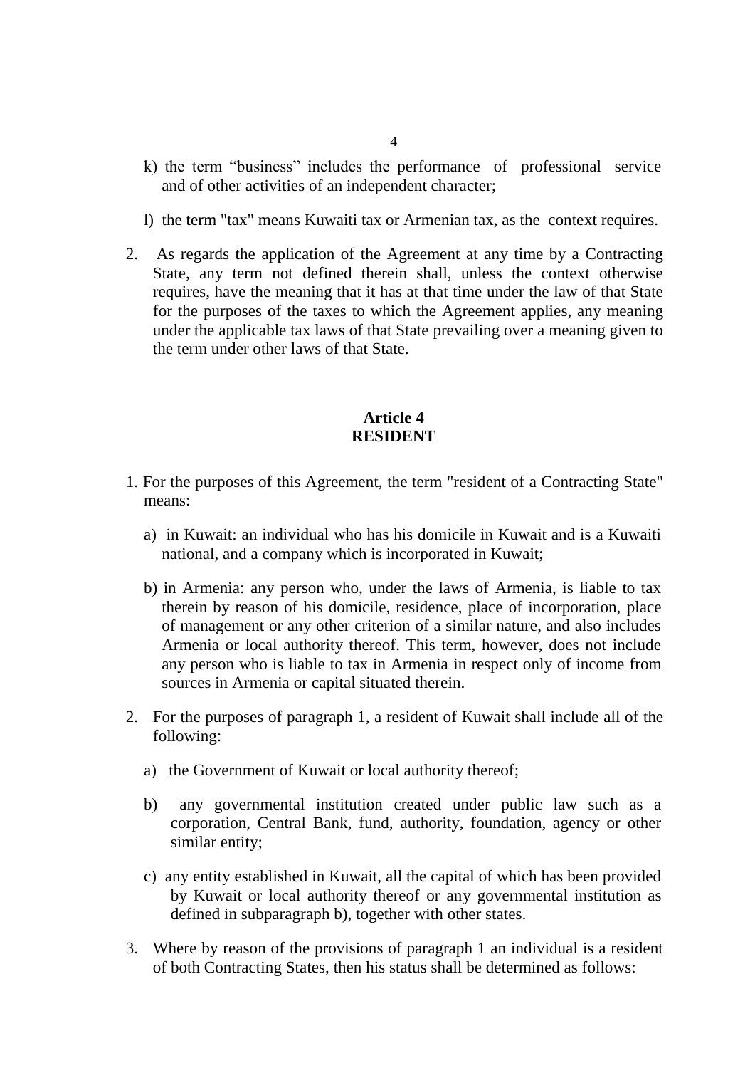k) the term “business” includes the performance of professional service and of other activities of an independent character;

l) the term "tax" means Kuwaiti tax or Armenian tax, as the context requires.

2. As regards the application of the Agreement at any time by a Contracting State, any term not defined therein shall, unless the context otherwise requires, have the meaning that it has at that time under the law of that State for the purposes of the taxes to which the Agreement applies, any meaning under the applicable tax laws of that State prevailing over a meaning given to the term under other laws of that State.

## Article 4
## RESIDENT

1. For the purposes of this Agreement, the term "resident of a Contracting State" means:

   a) in Kuwait: an individual who has his domicile in Kuwait and is a Kuwaiti national, and a company which is incorporated in Kuwait;

   b) in Armenia: any person who, under the laws of Armenia, is liable to tax therein by reason of his domicile, residence, place of incorporation, place of management or any other criterion of a similar nature, and also includes Armenia or local authority thereof. This term, however, does not include any person who is liable to tax in Armenia in respect only of income from sources in Armenia or capital situated therein.

2. For the purposes of paragraph 1, a resident of Kuwait shall include all of the following:

   a) the Government of Kuwait or local authority thereof;

   b) any governmental institution created under public law such as a corporation, Central Bank, fund, authority, foundation, agency or other similar entity;

   c) any entity established in Kuwait, all the capital of which has been provided by Kuwait or local authority thereof or any governmental institution as defined in subparagraph b), together with other states.

3. Where by reason of the provisions of paragraph 1 an individual is a resident of both Contracting States, then his status shall be determined as follows: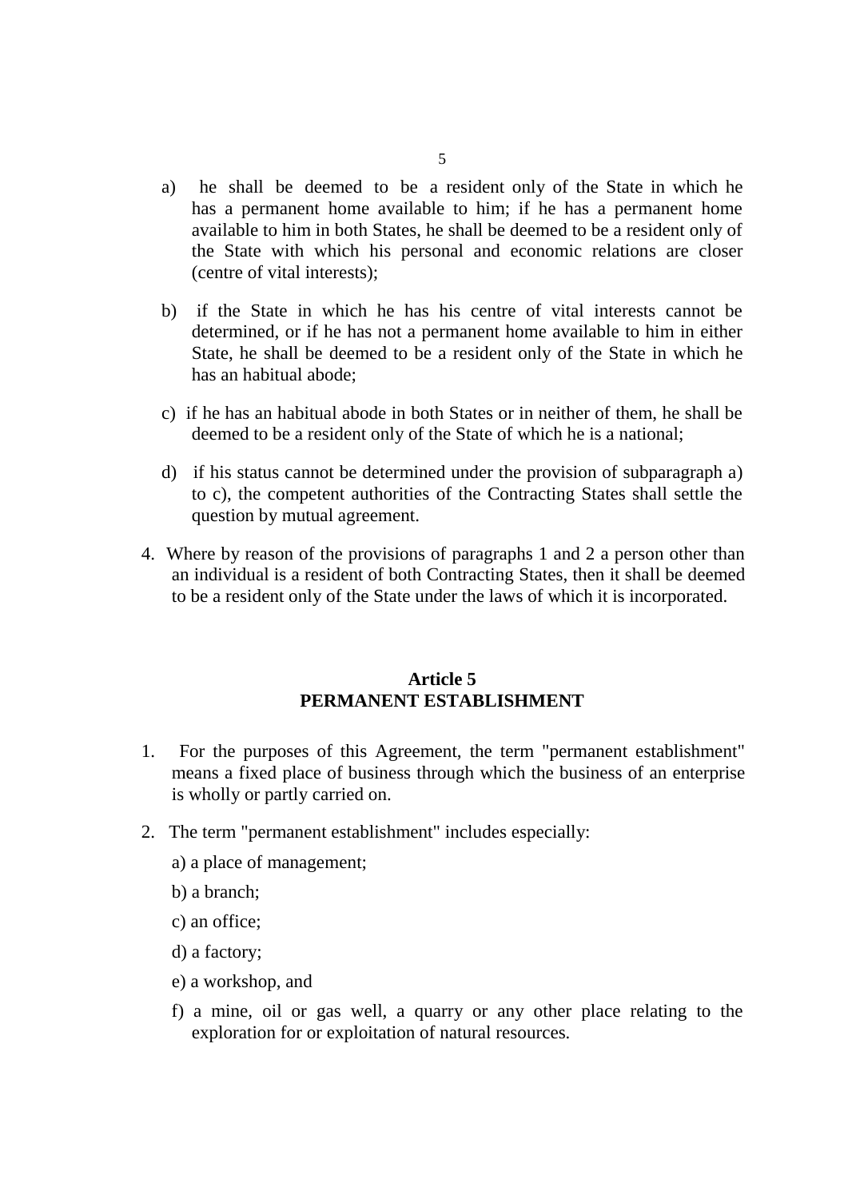a) he shall be deemed to be a resident only of the State in which he has a permanent home available to him; if he has a permanent home available to him in both States, he shall be deemed to be a resident only of the State with which his personal and economic relations are closer (centre of vital interests);

b) if the State in which he has his centre of vital interests cannot be determined, or if he has not a permanent home available to him in either State, he shall be deemed to be a resident only of the State in which he has an habitual abode;

c) if he has an habitual abode in both States or in neither of them, he shall be deemed to be a resident only of the State of which he is a national;

d) if his status cannot be determined under the provision of subparagraph a) to c), the competent authorities of the Contracting States shall settle the question by mutual agreement.

4. Where by reason of the provisions of paragraphs 1 and 2 a person other than an individual is a resident of both Contracting States, then it shall be deemed to be a resident only of the State under the laws of which it is incorporated.

## Article 5
## PERMANENT ESTABLISHMENT

1. For the purposes of this Agreement, the term "permanent establishment" means a fixed place of business through which the business of an enterprise is wholly or partly carried on.

2. The term "permanent establishment" includes especially:

   a) a place of management;

   b) a branch;

   c) an office;

   d) a factory;

   e) a workshop, and

   f) a mine, oil or gas well, a quarry or any other place relating to the exploration for or exploitation of natural resources.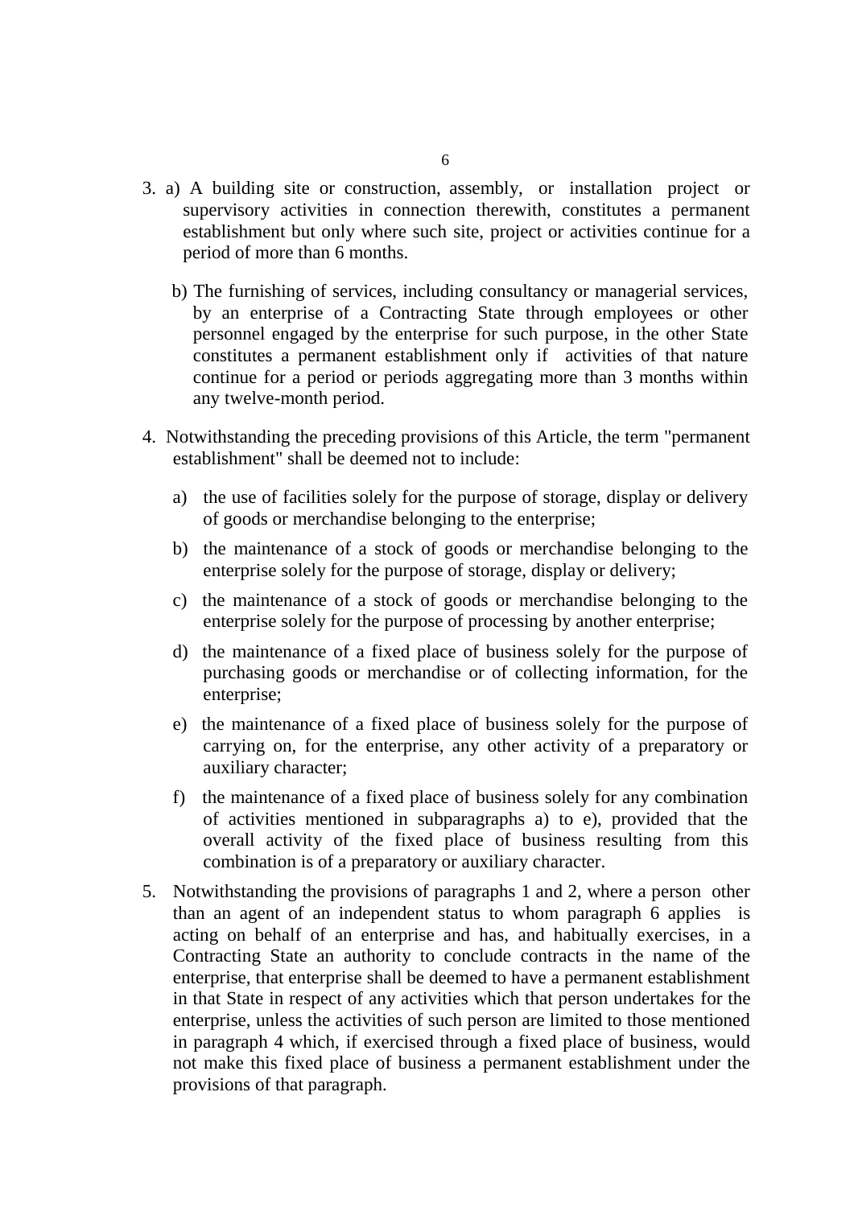3. a) A building site or construction, assembly, or installation project or supervisory activities in connection therewith, constitutes a permanent establishment but only where such site, project or activities continue for a period of more than 6 months.

   b) The furnishing of services, including consultancy or managerial services, by an enterprise of a Contracting State through employees or other personnel engaged by the enterprise for such purpose, in the other State constitutes a permanent establishment only if activities of that nature continue for a period or periods aggregating more than 3 months within any twelve-month period.

4. Notwithstanding the preceding provisions of this Article, the term "permanent establishment" shall be deemed not to include:

   a) the use of facilities solely for the purpose of storage, display or delivery of goods or merchandise belonging to the enterprise;

   b) the maintenance of a stock of goods or merchandise belonging to the enterprise solely for the purpose of storage, display or delivery;

   c) the maintenance of a stock of goods or merchandise belonging to the enterprise solely for the purpose of processing by another enterprise;

   d) the maintenance of a fixed place of business solely for the purpose of purchasing goods or merchandise or of collecting information, for the enterprise;

   e) the maintenance of a fixed place of business solely for the purpose of carrying on, for the enterprise, any other activity of a preparatory or auxiliary character;

   f) the maintenance of a fixed place of business solely for any combination of activities mentioned in subparagraphs a) to e), provided that the overall activity of the fixed place of business resulting from this combination is of a preparatory or auxiliary character.

5. Notwithstanding the provisions of paragraphs 1 and 2, where a person other than an agent of an independent status to whom paragraph 6 applies is acting on behalf of an enterprise and has, and habitually exercises, in a Contracting State an authority to conclude contracts in the name of the enterprise, that enterprise shall be deemed to have a permanent establishment in that State in respect of any activities which that person undertakes for the enterprise, unless the activities of such person are limited to those mentioned in paragraph 4 which, if exercised through a fixed place of business, would not make this fixed place of business a permanent establishment under the provisions of that paragraph.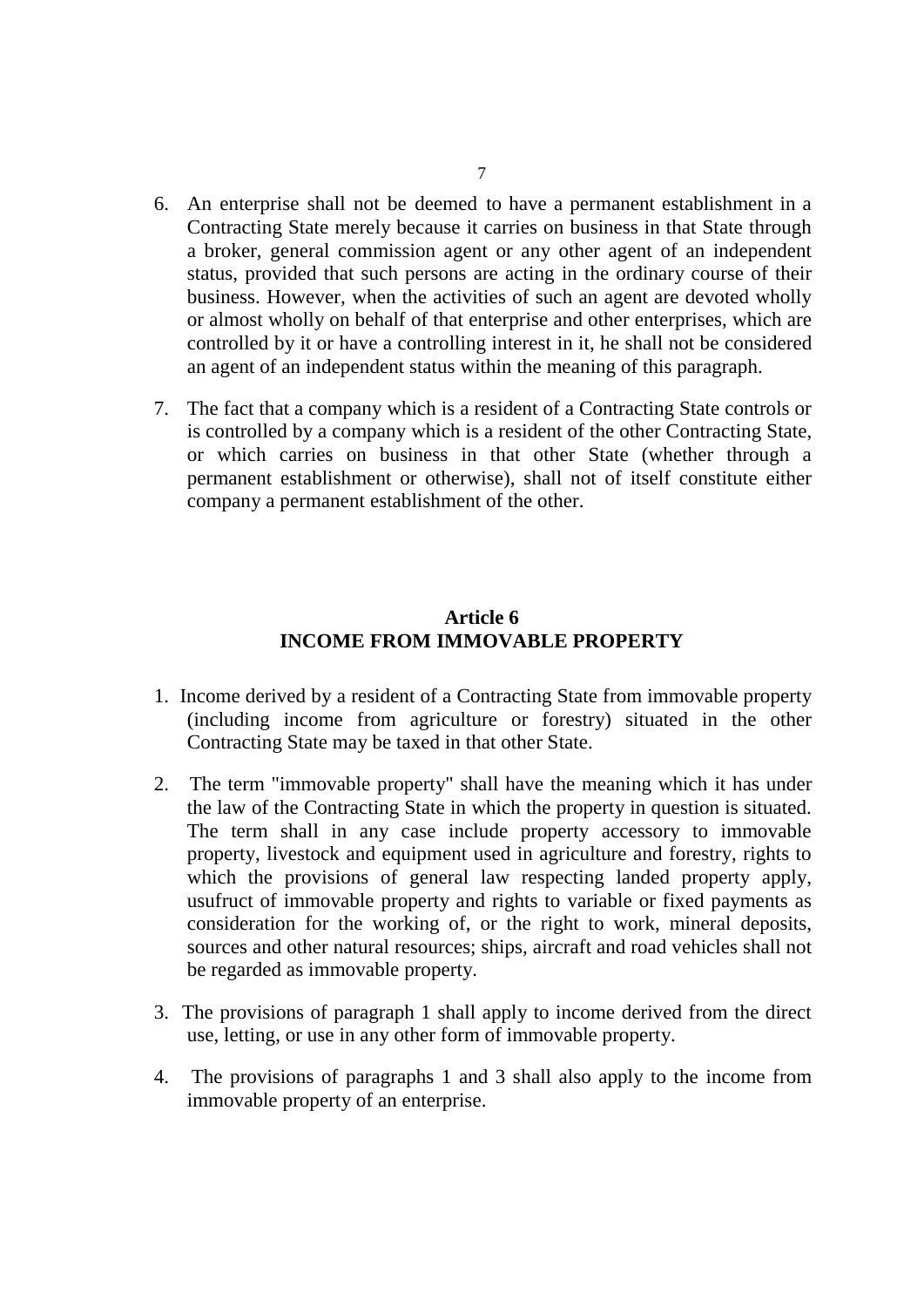6. An enterprise shall not be deemed to have a permanent establishment in a Contracting State merely because it carries on business in that State through a broker, general commission agent or any other agent of an independent status, provided that such persons are acting in the ordinary course of their business. However, when the activities of such an agent are devoted wholly or almost wholly on behalf of that enterprise and other enterprises, which are controlled by it or have a controlling interest in it, he shall not be considered an agent of an independent status within the meaning of this paragraph.

7. The fact that a company which is a resident of a Contracting State controls or is controlled by a company which is a resident of the other Contracting State, or which carries on business in that other State (whether through a permanent establishment or otherwise), shall not of itself constitute either company a permanent establishment of the other.

## Article 6
## INCOME FROM IMMOVABLE PROPERTY

1. Income derived by a resident of a Contracting State from immovable property (including income from agriculture or forestry) situated in the other Contracting State may be taxed in that other State.

2. The term "immovable property" shall have the meaning which it has under the law of the Contracting State in which the property in question is situated. The term shall in any case include property accessory to immovable property, livestock and equipment used in agriculture and forestry, rights to which the provisions of general law respecting landed property apply, usufruct of immovable property and rights to variable or fixed payments as consideration for the working of, or the right to work, mineral deposits, sources and other natural resources; ships, aircraft and road vehicles shall not be regarded as immovable property.

3. The provisions of paragraph 1 shall apply to income derived from the direct use, letting, or use in any other form of immovable property.

4. The provisions of paragraphs 1 and 3 shall also apply to the income from immovable property of an enterprise.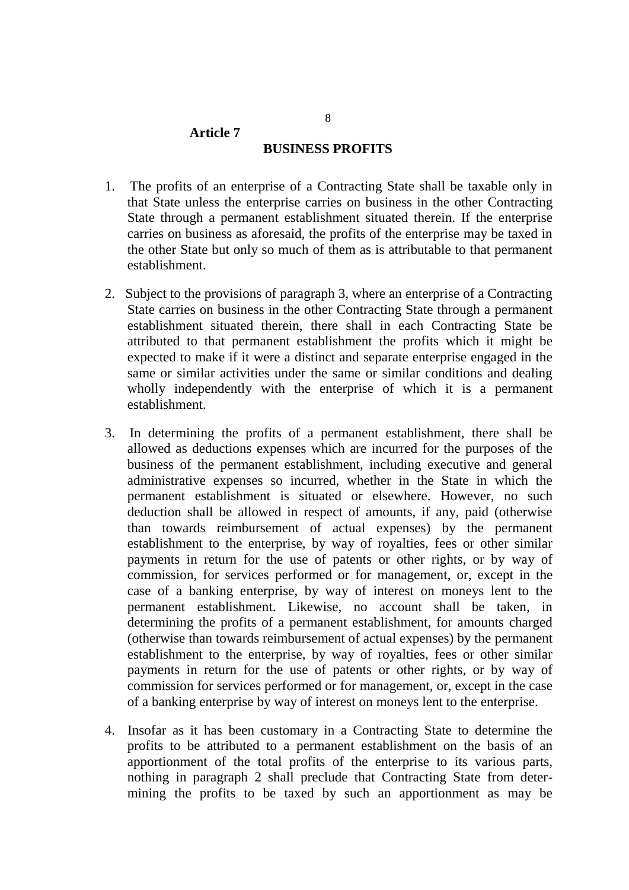**Article 7**

**BUSINESS PROFITS**

1. The profits of an enterprise of a Contracting State shall be taxable only in that State unless the enterprise carries on business in the other Contracting State through a permanent establishment situated therein. If the enterprise carries on business as aforesaid, the profits of the enterprise may be taxed in the other State but only so much of them as is attributable to that permanent establishment.

2. Subject to the provisions of paragraph 3, where an enterprise of a Contracting State carries on business in the other Contracting State through a permanent establishment situated therein, there shall in each Contracting State be attributed to that permanent establishment the profits which it might be expected to make if it were a distinct and separate enterprise engaged in the same or similar activities under the same or similar conditions and dealing wholly independently with the enterprise of which it is a permanent establishment.

3. In determining the profits of a permanent establishment, there shall be allowed as deductions expenses which are incurred for the purposes of the business of the permanent establishment, including executive and general administrative expenses so incurred, whether in the State in which the permanent establishment is situated or elsewhere. However, no such deduction shall be allowed in respect of amounts, if any, paid (otherwise than towards reimbursement of actual expenses) by the permanent establishment to the enterprise, by way of royalties, fees or other similar payments in return for the use of patents or other rights, or by way of commission, for services performed or for management, or, except in the case of a banking enterprise, by way of interest on moneys lent to the permanent establishment. Likewise, no account shall be taken, in determining the profits of a permanent establishment, for amounts charged (otherwise than towards reimbursement of actual expenses) by the permanent establishment to the enterprise, by way of royalties, fees or other similar payments in return for the use of patents or other rights, or by way of commission for services performed or for management, or, except in the case of a banking enterprise by way of interest on moneys lent to the enterprise.

4. Insofar as it has been customary in a Contracting State to determine the profits to be attributed to a permanent establishment on the basis of an apportionment of the total profits of the enterprise to its various parts, nothing in paragraph 2 shall preclude that Contracting State from determining the profits to be taxed by such an apportionment as may be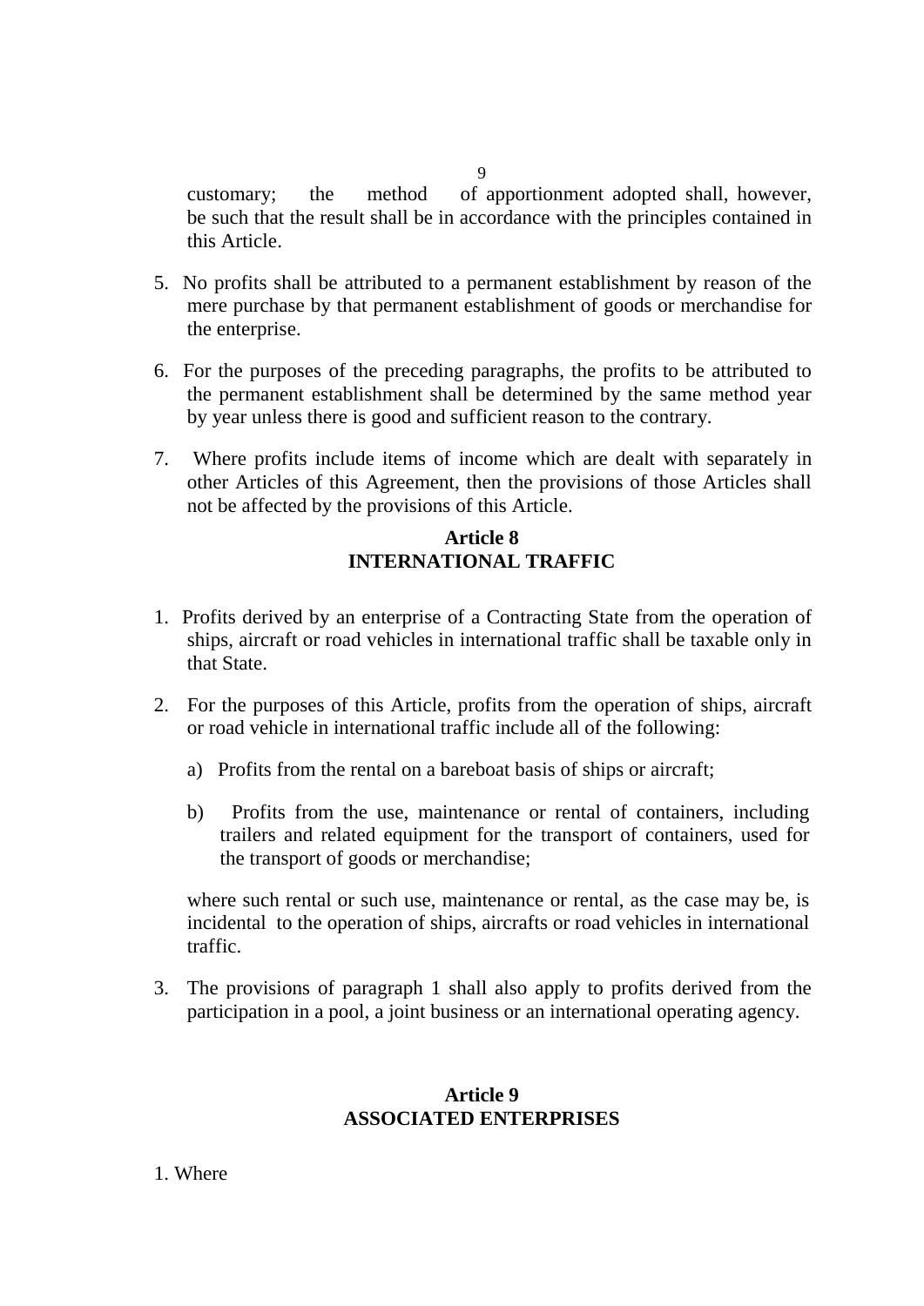customary; the method of apportionment adopted shall, however, be such that the result shall be in accordance with the principles contained in this Article.

5. No profits shall be attributed to a permanent establishment by reason of the mere purchase by that permanent establishment of goods or merchandise for the enterprise.

6. For the purposes of the preceding paragraphs, the profits to be attributed to the permanent establishment shall be determined by the same method year by year unless there is good and sufficient reason to the contrary.

7. Where profits include items of income which are dealt with separately in other Articles of this Agreement, then the provisions of those Articles shall not be affected by the provisions of this Article.

## Article 8
## INTERNATIONAL TRAFFIC

1. Profits derived by an enterprise of a Contracting State from the operation of ships, aircraft or road vehicles in international traffic shall be taxable only in that State.

2. For the purposes of this Article, profits from the operation of ships, aircraft or road vehicle in international traffic include all of the following:

   a) Profits from the rental on a bareboat basis of ships or aircraft;

   b) Profits from the use, maintenance or rental of containers, including trailers and related equipment for the transport of containers, used for the transport of goods or merchandise;

   where such rental or such use, maintenance or rental, as the case may be, is incidental to the operation of ships, aircrafts or road vehicles in international traffic.

3. The provisions of paragraph 1 shall also apply to profits derived from the participation in a pool, a joint business or an international operating agency.

## Article 9
## ASSOCIATED ENTERPRISES

1. Where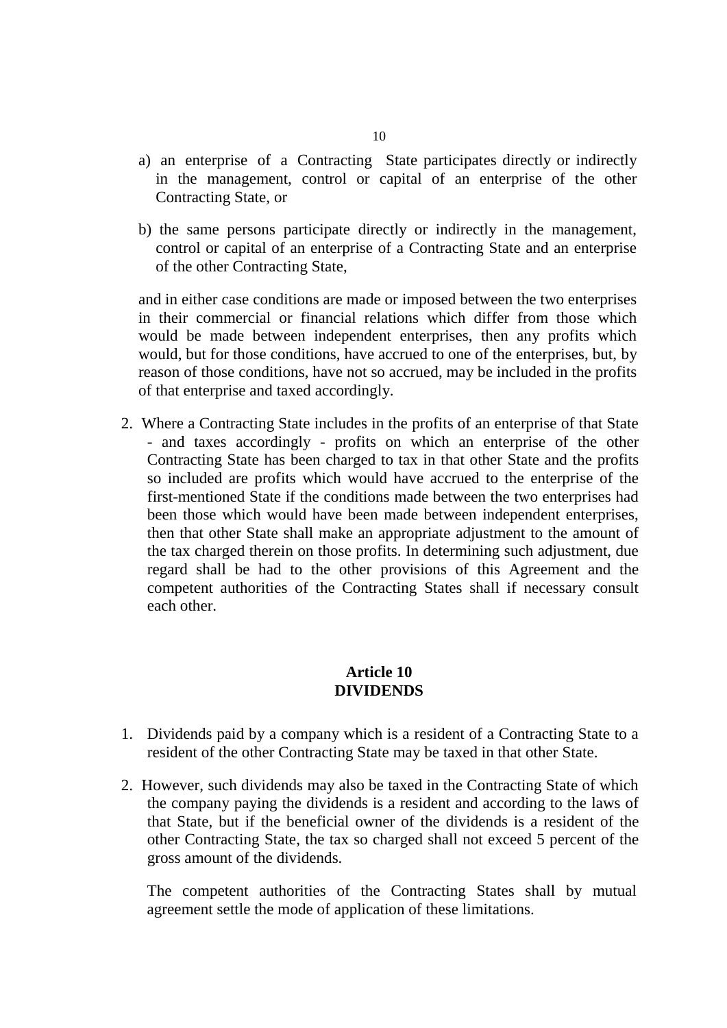a) an enterprise of a Contracting State participates directly or indirectly in the management, control or capital of an enterprise of the other Contracting State, or

b) the same persons participate directly or indirectly in the management, control or capital of an enterprise of a Contracting State and an enterprise of the other Contracting State,

and in either case conditions are made or imposed between the two enterprises in their commercial or financial relations which differ from those which would be made between independent enterprises, then any profits which would, but for those conditions, have accrued to one of the enterprises, but, by reason of those conditions, have not so accrued, may be included in the profits of that enterprise and taxed accordingly.

2. Where a Contracting State includes in the profits of an enterprise of that State - and taxes accordingly - profits on which an enterprise of the other Contracting State has been charged to tax in that other State and the profits so included are profits which would have accrued to the enterprise of the first-mentioned State if the conditions made between the two enterprises had been those which would have been made between independent enterprises, then that other State shall make an appropriate adjustment to the amount of the tax charged therein on those profits. In determining such adjustment, due regard shall be had to the other provisions of this Agreement and the competent authorities of the Contracting States shall if necessary consult each other.

## Article 10
## DIVIDENDS

1. Dividends paid by a company which is a resident of a Contracting State to a resident of the other Contracting State may be taxed in that other State.

2. However, such dividends may also be taxed in the Contracting State of which the company paying the dividends is a resident and according to the laws of that State, but if the beneficial owner of the dividends is a resident of the other Contracting State, the tax so charged shall not exceed 5 percent of the gross amount of the dividends.

   The competent authorities of the Contracting States shall by mutual agreement settle the mode of application of these limitations.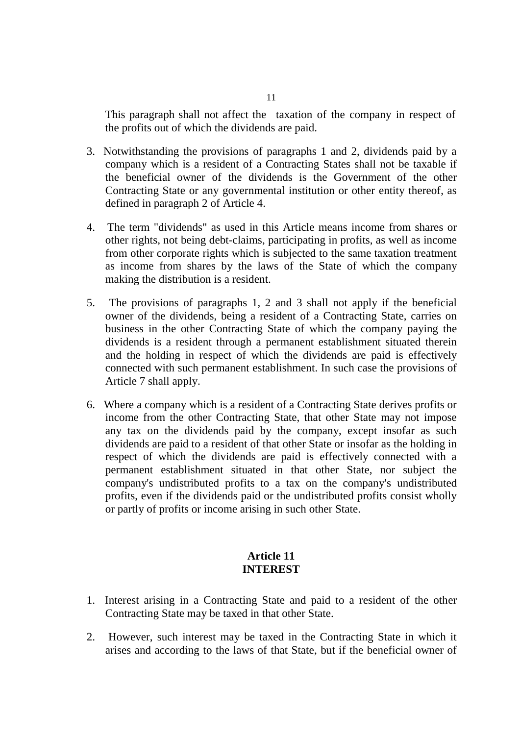This paragraph shall not affect the taxation of the company in respect of the profits out of which the dividends are paid.

3. Notwithstanding the provisions of paragraphs 1 and 2, dividends paid by a company which is a resident of a Contracting States shall not be taxable if the beneficial owner of the dividends is the Government of the other Contracting State or any governmental institution or other entity thereof, as defined in paragraph 2 of Article 4.

4. The term "dividends" as used in this Article means income from shares or other rights, not being debt-claims, participating in profits, as well as income from other corporate rights which is subjected to the same taxation treatment as income from shares by the laws of the State of which the company making the distribution is a resident.

5. The provisions of paragraphs 1, 2 and 3 shall not apply if the beneficial owner of the dividends, being a resident of a Contracting State, carries on business in the other Contracting State of which the company paying the dividends is a resident through a permanent establishment situated therein and the holding in respect of which the dividends are paid is effectively connected with such permanent establishment. In such case the provisions of Article 7 shall apply.

6. Where a company which is a resident of a Contracting State derives profits or income from the other Contracting State, that other State may not impose any tax on the dividends paid by the company, except insofar as such dividends are paid to a resident of that other State or insofar as the holding in respect of which the dividends are paid is effectively connected with a permanent establishment situated in that other State, nor subject the company's undistributed profits to a tax on the company's undistributed profits, even if the dividends paid or the undistributed profits consist wholly or partly of profits or income arising in such other State.

## Article 11
## INTEREST

1. Interest arising in a Contracting State and paid to a resident of the other Contracting State may be taxed in that other State.

2. However, such interest may be taxed in the Contracting State in which it arises and according to the laws of that State, but if the beneficial owner of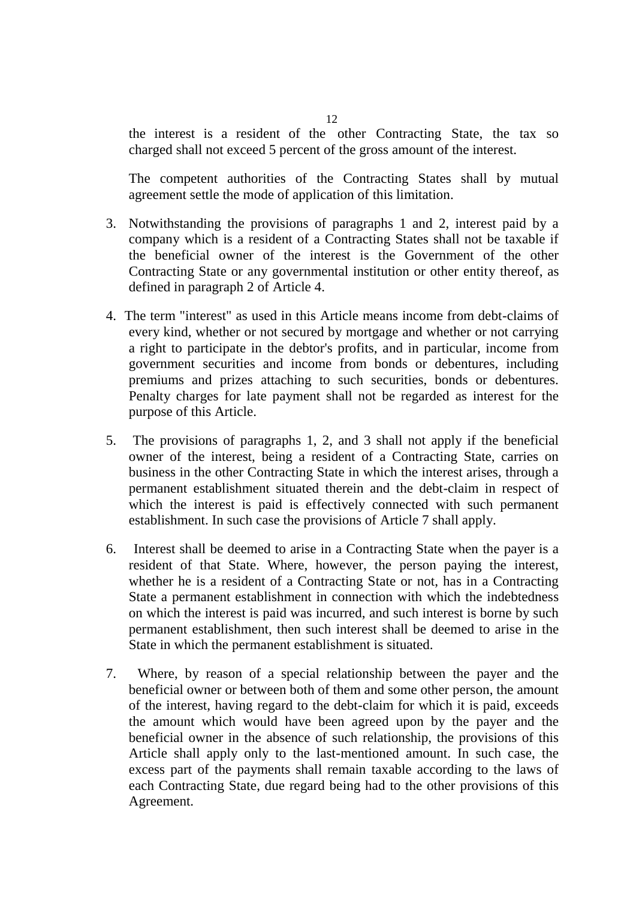the interest is a resident of the other Contracting State, the tax so charged shall not exceed 5 percent of the gross amount of the interest.

The competent authorities of the Contracting States shall by mutual agreement settle the mode of application of this limitation.

3. Notwithstanding the provisions of paragraphs 1 and 2, interest paid by a company which is a resident of a Contracting States shall not be taxable if the beneficial owner of the interest is the Government of the other Contracting State or any governmental institution or other entity thereof, as defined in paragraph 2 of Article 4.

4. The term "interest" as used in this Article means income from debt-claims of every kind, whether or not secured by mortgage and whether or not carrying a right to participate in the debtor's profits, and in particular, income from government securities and income from bonds or debentures, including premiums and prizes attaching to such securities, bonds or debentures. Penalty charges for late payment shall not be regarded as interest for the purpose of this Article.

5. The provisions of paragraphs 1, 2, and 3 shall not apply if the beneficial owner of the interest, being a resident of a Contracting State, carries on business in the other Contracting State in which the interest arises, through a permanent establishment situated therein and the debt-claim in respect of which the interest is paid is effectively connected with such permanent establishment. In such case the provisions of Article 7 shall apply.

6. Interest shall be deemed to arise in a Contracting State when the payer is a resident of that State. Where, however, the person paying the interest, whether he is a resident of a Contracting State or not, has in a Contracting State a permanent establishment in connection with which the indebtedness on which the interest is paid was incurred, and such interest is borne by such permanent establishment, then such interest shall be deemed to arise in the State in which the permanent establishment is situated.

7. Where, by reason of a special relationship between the payer and the beneficial owner or between both of them and some other person, the amount of the interest, having regard to the debt-claim for which it is paid, exceeds the amount which would have been agreed upon by the payer and the beneficial owner in the absence of such relationship, the provisions of this Article shall apply only to the last-mentioned amount. In such case, the excess part of the payments shall remain taxable according to the laws of each Contracting State, due regard being had to the other provisions of this Agreement.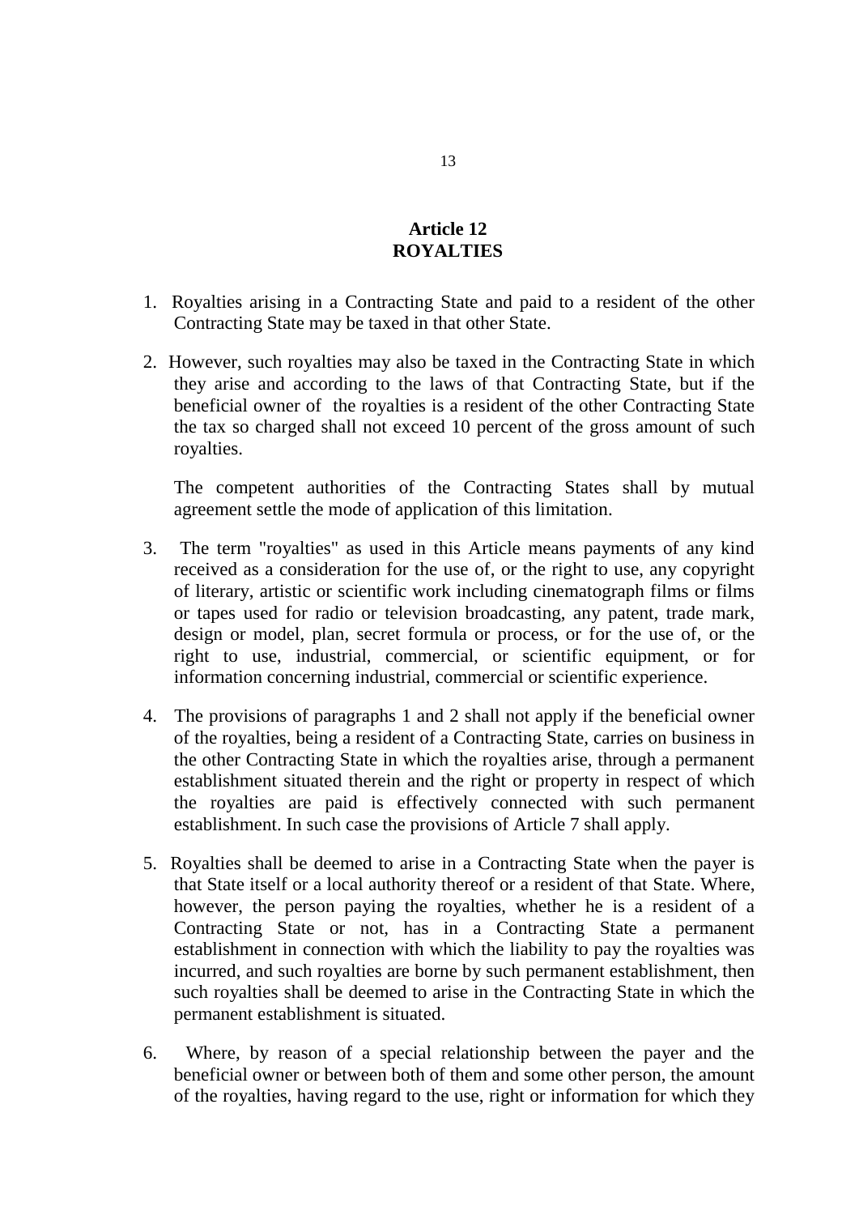## Article 12
## ROYALTIES

1. Royalties arising in a Contracting State and paid to a resident of the other Contracting State may be taxed in that other State.

2. However, such royalties may also be taxed in the Contracting State in which they arise and according to the laws of that Contracting State, but if the beneficial owner of the royalties is a resident of the other Contracting State the tax so charged shall not exceed 10 percent of the gross amount of such royalties.

   The competent authorities of the Contracting States shall by mutual agreement settle the mode of application of this limitation.

3. The term "royalties" as used in this Article means payments of any kind received as a consideration for the use of, or the right to use, any copyright of literary, artistic or scientific work including cinematograph films or films or tapes used for radio or television broadcasting, any patent, trade mark, design or model, plan, secret formula or process, or for the use of, or the right to use, industrial, commercial, or scientific equipment, or for information concerning industrial, commercial or scientific experience.

4. The provisions of paragraphs 1 and 2 shall not apply if the beneficial owner of the royalties, being a resident of a Contracting State, carries on business in the other Contracting State in which the royalties arise, through a permanent establishment situated therein and the right or property in respect of which the royalties are paid is effectively connected with such permanent establishment. In such case the provisions of Article 7 shall apply.

5. Royalties shall be deemed to arise in a Contracting State when the payer is that State itself or a local authority thereof or a resident of that State. Where, however, the person paying the royalties, whether he is a resident of a Contracting State or not, has in a Contracting State a permanent establishment in connection with which the liability to pay the royalties was incurred, and such royalties are borne by such permanent establishment, then such royalties shall be deemed to arise in the Contracting State in which the permanent establishment is situated.

6. Where, by reason of a special relationship between the payer and the beneficial owner or between both of them and some other person, the amount of the royalties, having regard to the use, right or information for which they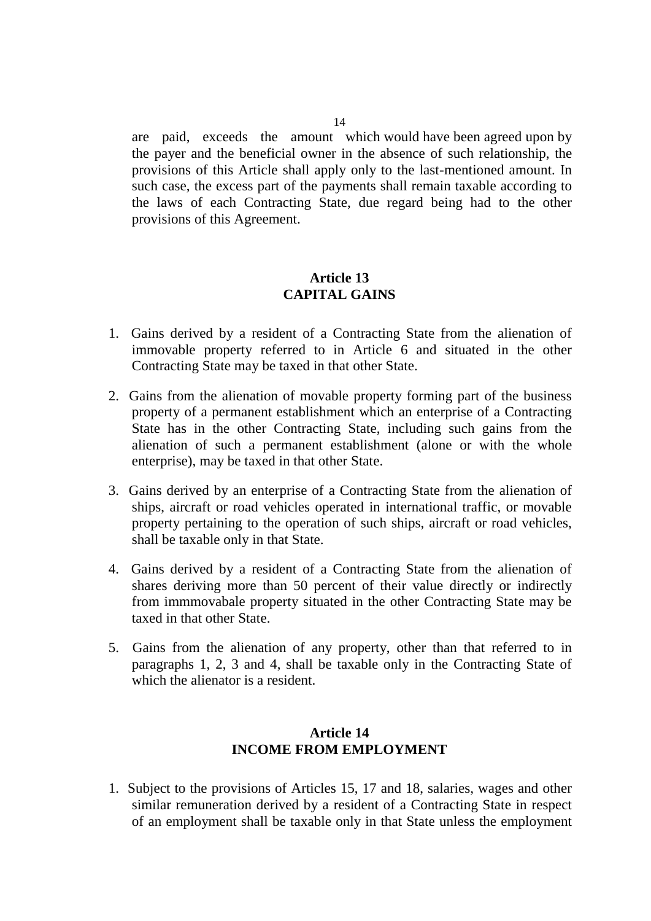are paid, exceeds the amount which would have been agreed upon by the payer and the beneficial owner in the absence of such relationship, the provisions of this Article shall apply only to the last-mentioned amount. In such case, the excess part of the payments shall remain taxable according to the laws of each Contracting State, due regard being had to the other provisions of this Agreement.

## Article 13
## CAPITAL GAINS

1. Gains derived by a resident of a Contracting State from the alienation of immovable property referred to in Article 6 and situated in the other Contracting State may be taxed in that other State.

2. Gains from the alienation of movable property forming part of the business property of a permanent establishment which an enterprise of a Contracting State has in the other Contracting State, including such gains from the alienation of such a permanent establishment (alone or with the whole enterprise), may be taxed in that other State.

3. Gains derived by an enterprise of a Contracting State from the alienation of ships, aircraft or road vehicles operated in international traffic, or movable property pertaining to the operation of such ships, aircraft or road vehicles, shall be taxable only in that State.

4. Gains derived by a resident of a Contracting State from the alienation of shares deriving more than 50 percent of their value directly or indirectly from immmovabale property situated in the other Contracting State may be taxed in that other State.

5. Gains from the alienation of any property, other than that referred to in paragraphs 1, 2, 3 and 4, shall be taxable only in the Contracting State of which the alienator is a resident.

## Article 14
## INCOME FROM EMPLOYMENT

1. Subject to the provisions of Articles 15, 17 and 18, salaries, wages and other similar remuneration derived by a resident of a Contracting State in respect of an employment shall be taxable only in that State unless the employment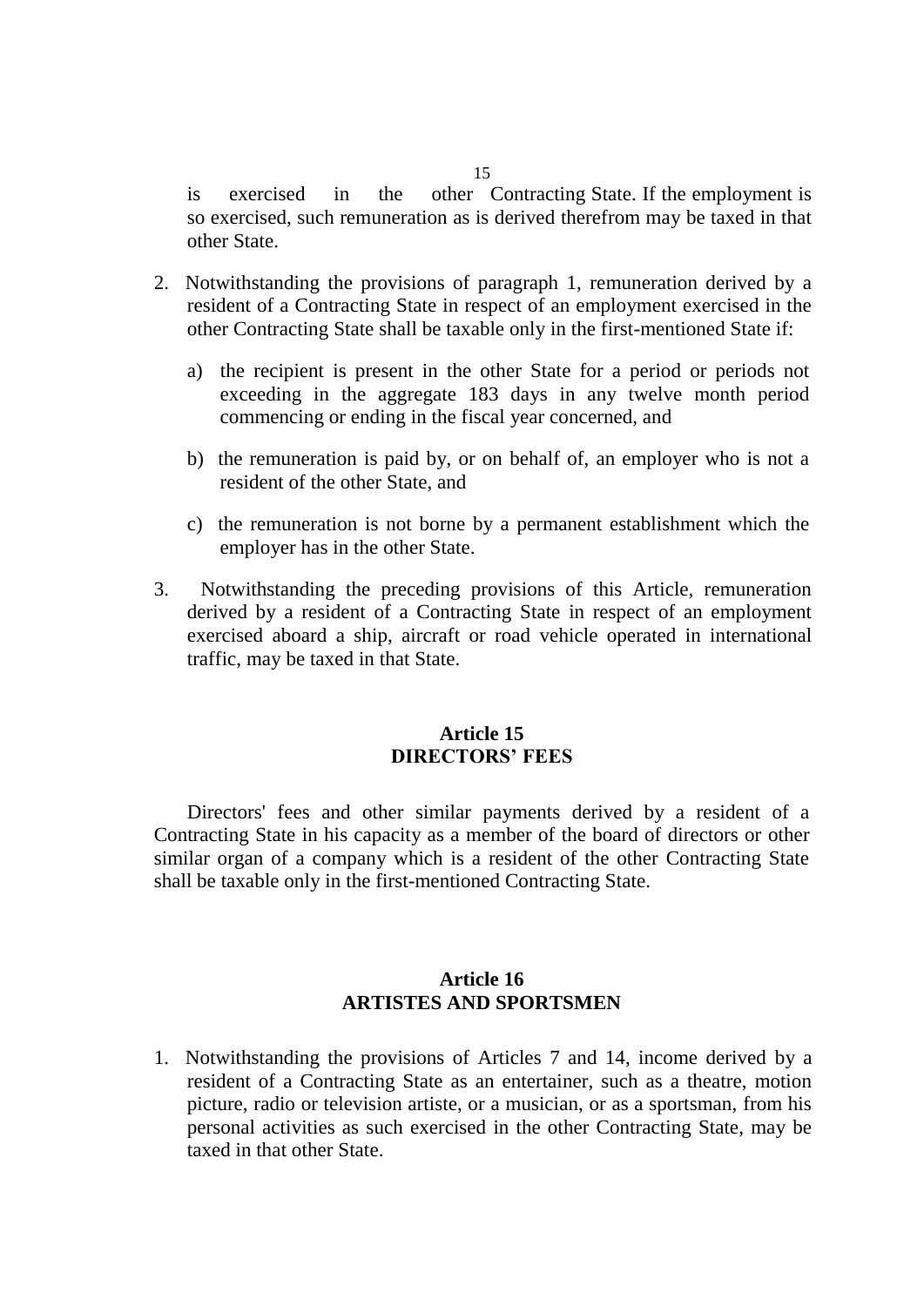is exercised in the other Contracting State. If the employment is so exercised, such remuneration as is derived therefrom may be taxed in that other State.

2. Notwithstanding the provisions of paragraph 1, remuneration derived by a resident of a Contracting State in respect of an employment exercised in the other Contracting State shall be taxable only in the first-mentioned State if:

   a) the recipient is present in the other State for a period or periods not exceeding in the aggregate 183 days in any twelve month period commencing or ending in the fiscal year concerned, and

   b) the remuneration is paid by, or on behalf of, an employer who is not a resident of the other State, and

   c) the remuneration is not borne by a permanent establishment which the employer has in the other State.

3. Notwithstanding the preceding provisions of this Article, remuneration derived by a resident of a Contracting State in respect of an employment exercised aboard a ship, aircraft or road vehicle operated in international traffic, may be taxed in that State.

## Article 15
## DIRECTORS' FEES

Directors' fees and other similar payments derived by a resident of a Contracting State in his capacity as a member of the board of directors or other similar organ of a company which is a resident of the other Contracting State shall be taxable only in the first-mentioned Contracting State.

## Article 16
## ARTISTES AND SPORTSMEN

1. Notwithstanding the provisions of Articles 7 and 14, income derived by a resident of a Contracting State as an entertainer, such as a theatre, motion picture, radio or television artiste, or a musician, or as a sportsman, from his personal activities as such exercised in the other Contracting State, may be taxed in that other State.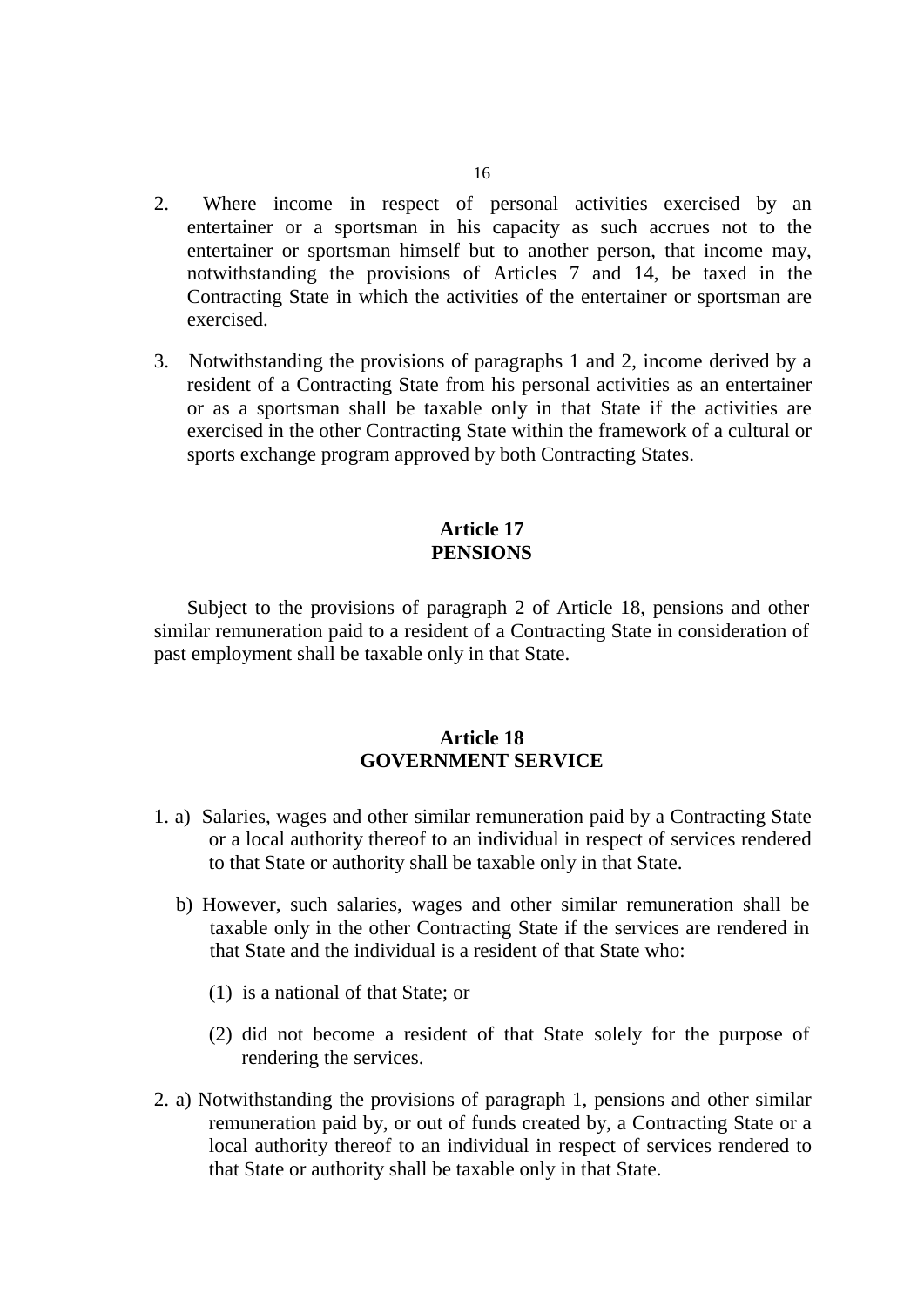2. Where income in respect of personal activities exercised by an entertainer or a sportsman in his capacity as such accrues not to the entertainer or sportsman himself but to another person, that income may, notwithstanding the provisions of Articles 7 and 14, be taxed in the Contracting State in which the activities of the entertainer or sportsman are exercised.

3. Notwithstanding the provisions of paragraphs 1 and 2, income derived by a resident of a Contracting State from his personal activities as an entertainer or as a sportsman shall be taxable only in that State if the activities are exercised in the other Contracting State within the framework of a cultural or sports exchange program approved by both Contracting States.

## Article 17
## PENSIONS

Subject to the provisions of paragraph 2 of Article 18, pensions and other similar remuneration paid to a resident of a Contracting State in consideration of past employment shall be taxable only in that State.

## Article 18
## GOVERNMENT SERVICE

1. a) Salaries, wages and other similar remuneration paid by a Contracting State or a local authority thereof to an individual in respect of services rendered to that State or authority shall be taxable only in that State.

   b) However, such salaries, wages and other similar remuneration shall be taxable only in the other Contracting State if the services are rendered in that State and the individual is a resident of that State who:

      (1) is a national of that State; or

      (2) did not become a resident of that State solely for the purpose of rendering the services.

2. a) Notwithstanding the provisions of paragraph 1, pensions and other similar remuneration paid by, or out of funds created by, a Contracting State or a local authority thereof to an individual in respect of services rendered to that State or authority shall be taxable only in that State.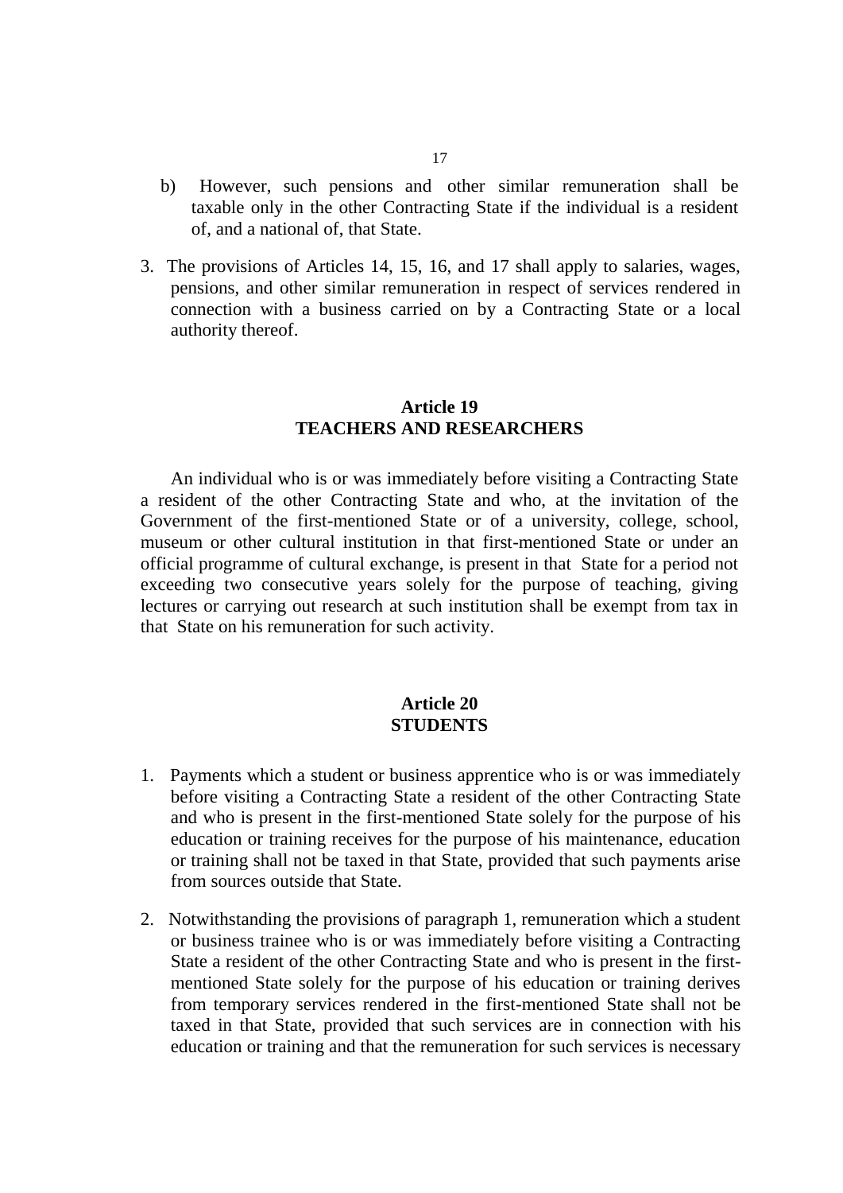b) However, such pensions and other similar remuneration shall be taxable only in the other Contracting State if the individual is a resident of, and a national of, that State.

3. The provisions of Articles 14, 15, 16, and 17 shall apply to salaries, wages, pensions, and other similar remuneration in respect of services rendered in connection with a business carried on by a Contracting State or a local authority thereof.

## Article 19
## TEACHERS AND RESEARCHERS

An individual who is or was immediately before visiting a Contracting State a resident of the other Contracting State and who, at the invitation of the Government of the first-mentioned State or of a university, college, school, museum or other cultural institution in that first-mentioned State or under an official programme of cultural exchange, is present in that State for a period not exceeding two consecutive years solely for the purpose of teaching, giving lectures or carrying out research at such institution shall be exempt from tax in that State on his remuneration for such activity.

## Article 20
## STUDENTS

1. Payments which a student or business apprentice who is or was immediately before visiting a Contracting State a resident of the other Contracting State and who is present in the first-mentioned State solely for the purpose of his education or training receives for the purpose of his maintenance, education or training shall not be taxed in that State, provided that such payments arise from sources outside that State.

2. Notwithstanding the provisions of paragraph 1, remuneration which a student or business trainee who is or was immediately before visiting a Contracting State a resident of the other Contracting State and who is present in the first-mentioned State solely for the purpose of his education or training derives from temporary services rendered in the first-mentioned State shall not be taxed in that State, provided that such services are in connection with his education or training and that the remuneration for such services is necessary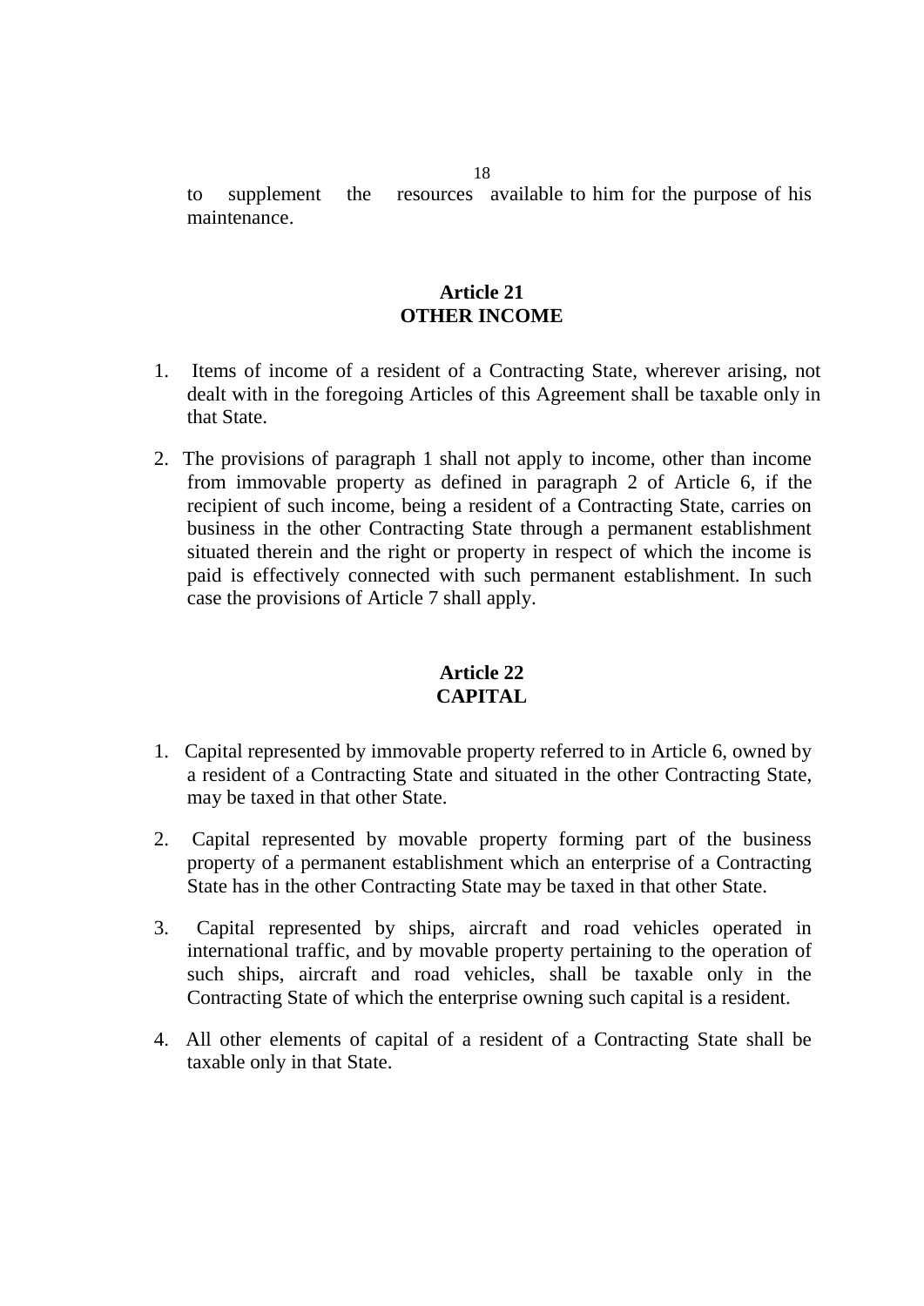to supplement the resources available to him for the purpose of his maintenance.

## Article 21
## OTHER INCOME

1. Items of income of a resident of a Contracting State, wherever arising, not dealt with in the foregoing Articles of this Agreement shall be taxable only in that State.

2. The provisions of paragraph 1 shall not apply to income, other than income from immovable property as defined in paragraph 2 of Article 6, if the recipient of such income, being a resident of a Contracting State, carries on business in the other Contracting State through a permanent establishment situated therein and the right or property in respect of which the income is paid is effectively connected with such permanent establishment. In such case the provisions of Article 7 shall apply.

## Article 22
## CAPITAL

1. Capital represented by immovable property referred to in Article 6, owned by a resident of a Contracting State and situated in the other Contracting State, may be taxed in that other State.

2. Capital represented by movable property forming part of the business property of a permanent establishment which an enterprise of a Contracting State has in the other Contracting State may be taxed in that other State.

3. Capital represented by ships, aircraft and road vehicles operated in international traffic, and by movable property pertaining to the operation of such ships, aircraft and road vehicles, shall be taxable only in the Contracting State of which the enterprise owning such capital is a resident.

4. All other elements of capital of a resident of a Contracting State shall be taxable only in that State.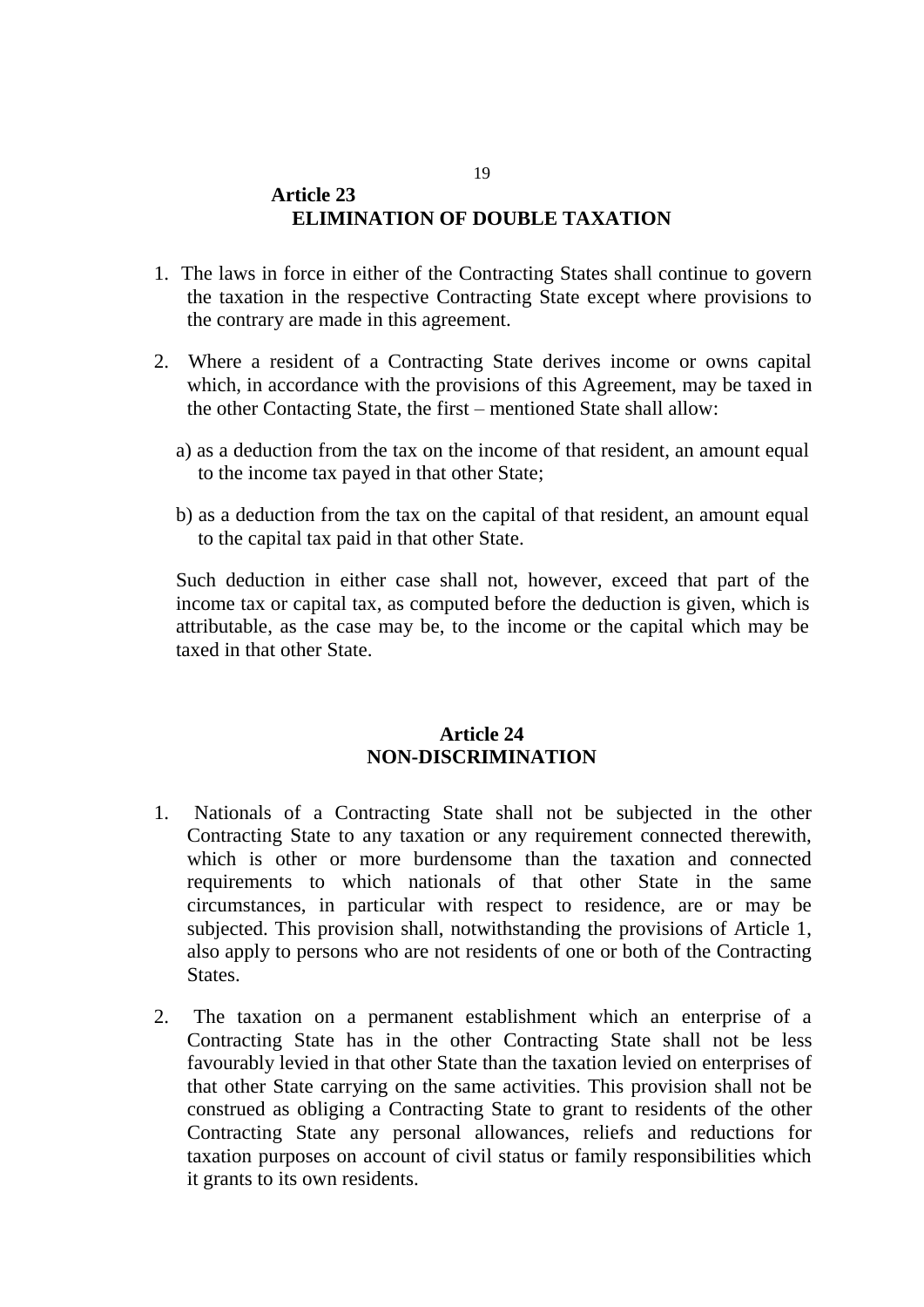## Article 23
## ELIMINATION OF DOUBLE TAXATION

1. The laws in force in either of the Contracting States shall continue to govern the taxation in the respective Contracting State except where provisions to the contrary are made in this agreement.

2. Where a resident of a Contracting State derives income or owns capital which, in accordance with the provisions of this Agreement, may be taxed in the other Contacting State, the first – mentioned State shall allow:

   a) as a deduction from the tax on the income of that resident, an amount equal to the income tax payed in that other State;

   b) as a deduction from the tax on the capital of that resident, an amount equal to the capital tax paid in that other State.

   Such deduction in either case shall not, however, exceed that part of the income tax or capital tax, as computed before the deduction is given, which is attributable, as the case may be, to the income or the capital which may be taxed in that other State.

## Article 24
## NON-DISCRIMINATION

1. Nationals of a Contracting State shall not be subjected in the other Contracting State to any taxation or any requirement connected therewith, which is other or more burdensome than the taxation and connected requirements to which nationals of that other State in the same circumstances, in particular with respect to residence, are or may be subjected. This provision shall, notwithstanding the provisions of Article 1, also apply to persons who are not residents of one or both of the Contracting States.

2. The taxation on a permanent establishment which an enterprise of a Contracting State has in the other Contracting State shall not be less favourably levied in that other State than the taxation levied on enterprises of that other State carrying on the same activities. This provision shall not be construed as obliging a Contracting State to grant to residents of the other Contracting State any personal allowances, reliefs and reductions for taxation purposes on account of civil status or family responsibilities which it grants to its own residents.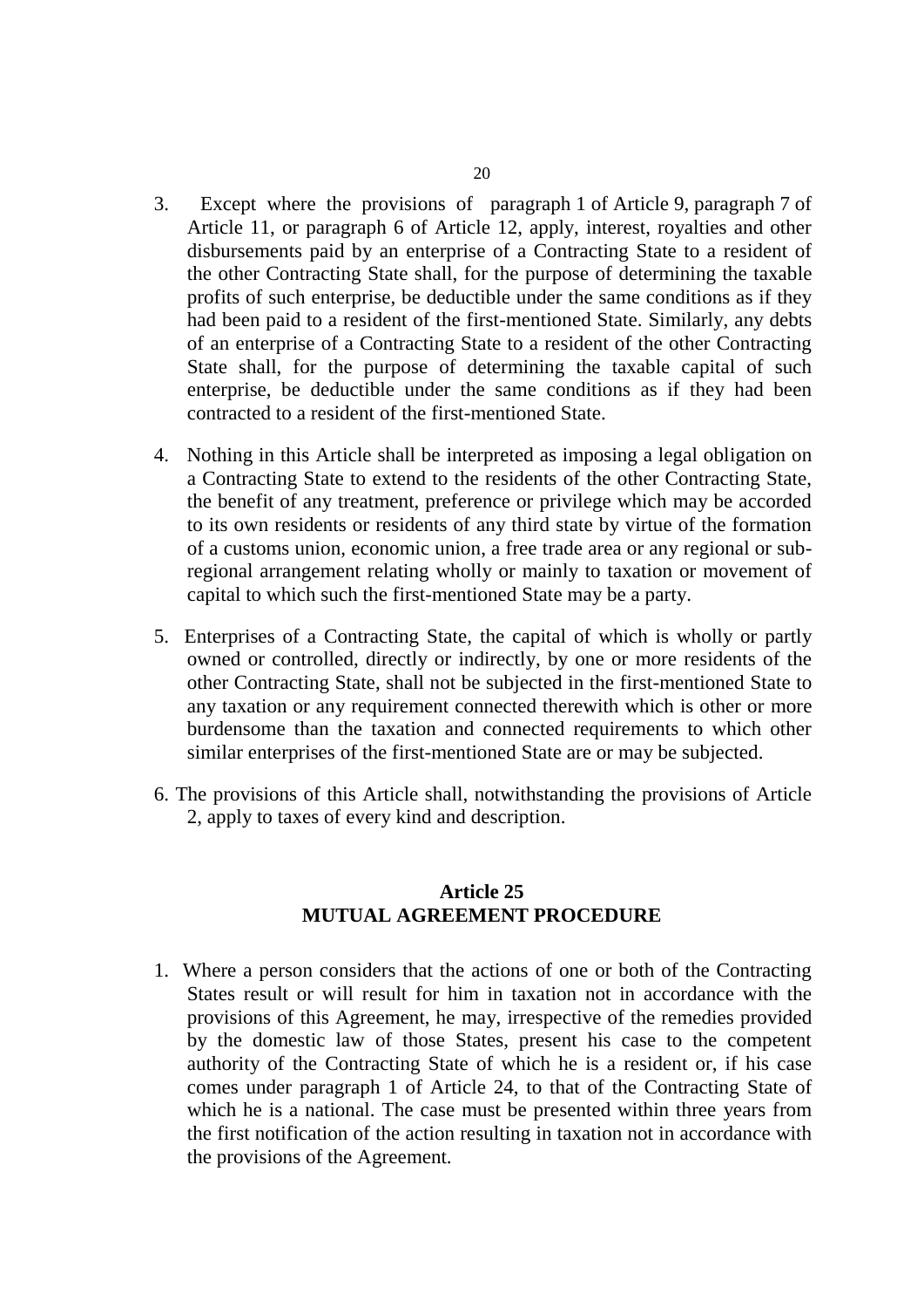3. Except where the provisions of paragraph 1 of Article 9, paragraph 7 of Article 11, or paragraph 6 of Article 12, apply, interest, royalties and other disbursements paid by an enterprise of a Contracting State to a resident of the other Contracting State shall, for the purpose of determining the taxable profits of such enterprise, be deductible under the same conditions as if they had been paid to a resident of the first-mentioned State. Similarly, any debts of an enterprise of a Contracting State to a resident of the other Contracting State shall, for the purpose of determining the taxable capital of such enterprise, be deductible under the same conditions as if they had been contracted to a resident of the first-mentioned State.

4. Nothing in this Article shall be interpreted as imposing a legal obligation on a Contracting State to extend to the residents of the other Contracting State, the benefit of any treatment, preference or privilege which may be accorded to its own residents or residents of any third state by virtue of the formation of a customs union, economic union, a free trade area or any regional or sub-regional arrangement relating wholly or mainly to taxation or movement of capital to which such the first-mentioned State may be a party.

5. Enterprises of a Contracting State, the capital of which is wholly or partly owned or controlled, directly or indirectly, by one or more residents of the other Contracting State, shall not be subjected in the first-mentioned State to any taxation or any requirement connected therewith which is other or more burdensome than the taxation and connected requirements to which other similar enterprises of the first-mentioned State are or may be subjected.

6. The provisions of this Article shall, notwithstanding the provisions of Article 2, apply to taxes of every kind and description.

## Article 25
## MUTUAL AGREEMENT PROCEDURE

1. Where a person considers that the actions of one or both of the Contracting States result or will result for him in taxation not in accordance with the provisions of this Agreement, he may, irrespective of the remedies provided by the domestic law of those States, present his case to the competent authority of the Contracting State of which he is a resident or, if his case comes under paragraph 1 of Article 24, to that of the Contracting State of which he is a national. The case must be presented within three years from the first notification of the action resulting in taxation not in accordance with the provisions of the Agreement.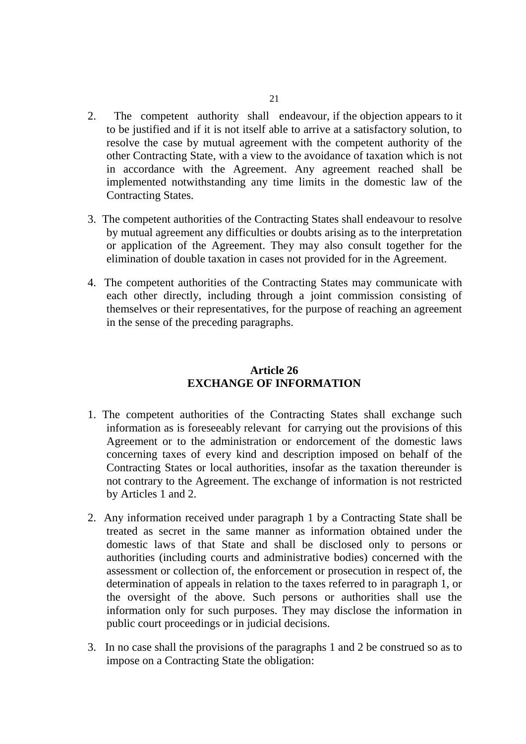2. The competent authority shall endeavour, if the objection appears to it to be justified and if it is not itself able to arrive at a satisfactory solution, to resolve the case by mutual agreement with the competent authority of the other Contracting State, with a view to the avoidance of taxation which is not in accordance with the Agreement. Any agreement reached shall be implemented notwithstanding any time limits in the domestic law of the Contracting States.

3. The competent authorities of the Contracting States shall endeavour to resolve by mutual agreement any difficulties or doubts arising as to the interpretation or application of the Agreement. They may also consult together for the elimination of double taxation in cases not provided for in the Agreement.

4. The competent authorities of the Contracting States may communicate with each other directly, including through a joint commission consisting of themselves or their representatives, for the purpose of reaching an agreement in the sense of the preceding paragraphs.

## Article 26
## EXCHANGE OF INFORMATION

1. The competent authorities of the Contracting States shall exchange such information as is foreseeably relevant for carrying out the provisions of this Agreement or to the administration or endorcement of the domestic laws concerning taxes of every kind and description imposed on behalf of the Contracting States or local authorities, insofar as the taxation thereunder is not contrary to the Agreement. The exchange of information is not restricted by Articles 1 and 2.

2. Any information received under paragraph 1 by a Contracting State shall be treated as secret in the same manner as information obtained under the domestic laws of that State and shall be disclosed only to persons or authorities (including courts and administrative bodies) concerned with the assessment or collection of, the enforcement or prosecution in respect of, the determination of appeals in relation to the taxes referred to in paragraph 1, or the oversight of the above. Such persons or authorities shall use the information only for such purposes. They may disclose the information in public court proceedings or in judicial decisions.

3. In no case shall the provisions of the paragraphs 1 and 2 be construed so as to impose on a Contracting State the obligation: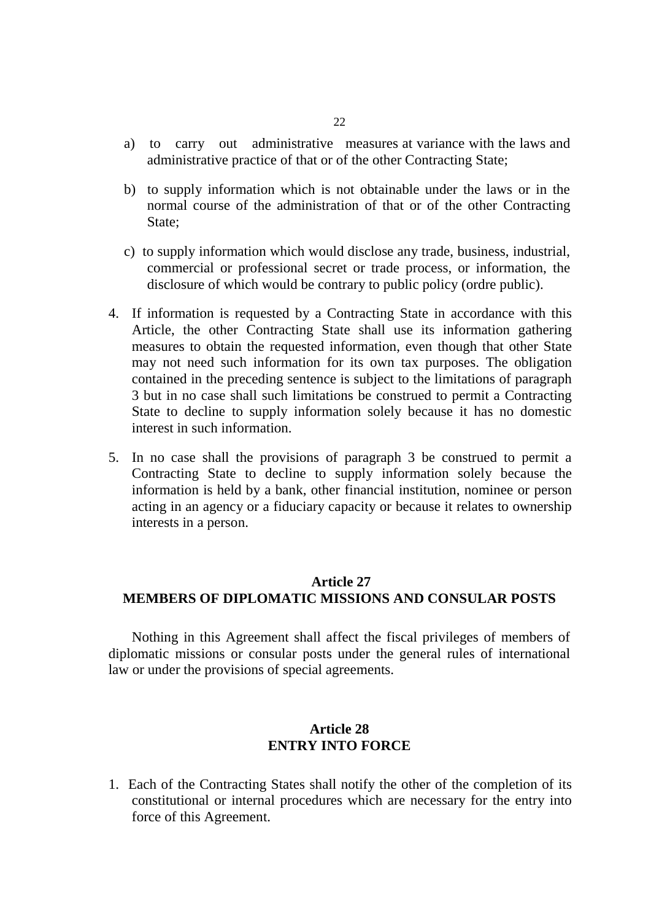a) to carry out administrative measures at variance with the laws and administrative practice of that or of the other Contracting State;

b) to supply information which is not obtainable under the laws or in the normal course of the administration of that or of the other Contracting State;

c) to supply information which would disclose any trade, business, industrial, commercial or professional secret or trade process, or information, the disclosure of which would be contrary to public policy (ordre public).

4. If information is requested by a Contracting State in accordance with this Article, the other Contracting State shall use its information gathering measures to obtain the requested information, even though that other State may not need such information for its own tax purposes. The obligation contained in the preceding sentence is subject to the limitations of paragraph 3 but in no case shall such limitations be construed to permit a Contracting State to decline to supply information solely because it has no domestic interest in such information.

5. In no case shall the provisions of paragraph 3 be construed to permit a Contracting State to decline to supply information solely because the information is held by a bank, other financial institution, nominee or person acting in an agency or a fiduciary capacity or because it relates to ownership interests in a person.

## Article 27
## MEMBERS OF DIPLOMATIC MISSIONS AND CONSULAR POSTS

Nothing in this Agreement shall affect the fiscal privileges of members of diplomatic missions or consular posts under the general rules of international law or under the provisions of special agreements.

## Article 28
## ENTRY INTO FORCE

1. Each of the Contracting States shall notify the other of the completion of its constitutional or internal procedures which are necessary for the entry into force of this Agreement.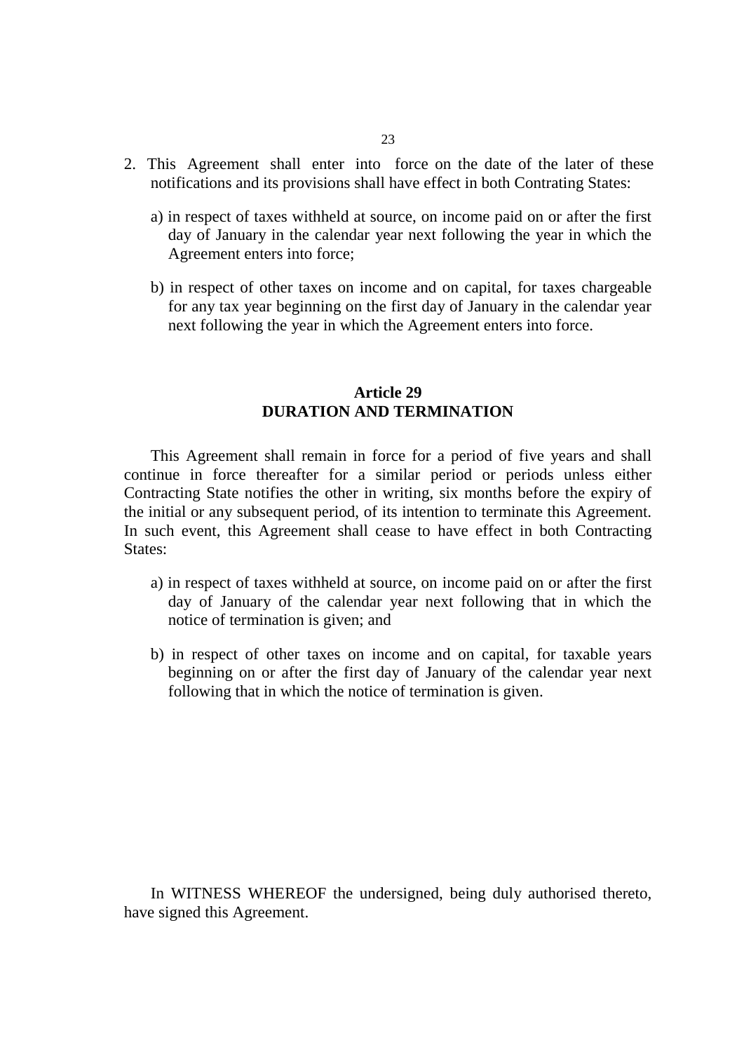2. This Agreement shall enter into force on the date of the later of these notifications and its provisions shall have effect in both Contrating States:

   a) in respect of taxes withheld at source, on income paid on or after the first day of January in the calendar year next following the year in which the Agreement enters into force;

   b) in respect of other taxes on income and on capital, for taxes chargeable for any tax year beginning on the first day of January in the calendar year next following the year in which the Agreement enters into force.

## Article 29
## DURATION AND TERMINATION

This Agreement shall remain in force for a period of five years and shall continue in force thereafter for a similar period or periods unless either Contracting State notifies the other in writing, six months before the expiry of the initial or any subsequent period, of its intention to terminate this Agreement. In such event, this Agreement shall cease to have effect in both Contracting States:

a) in respect of taxes withheld at source, on income paid on or after the first day of January of the calendar year next following that in which the notice of termination is given; and

b) in respect of other taxes on income and on capital, for taxable years beginning on or after the first day of January of the calendar year next following that in which the notice of termination is given.

In WITNESS WHEREOF the undersigned, being duly authorised thereto, have signed this Agreement.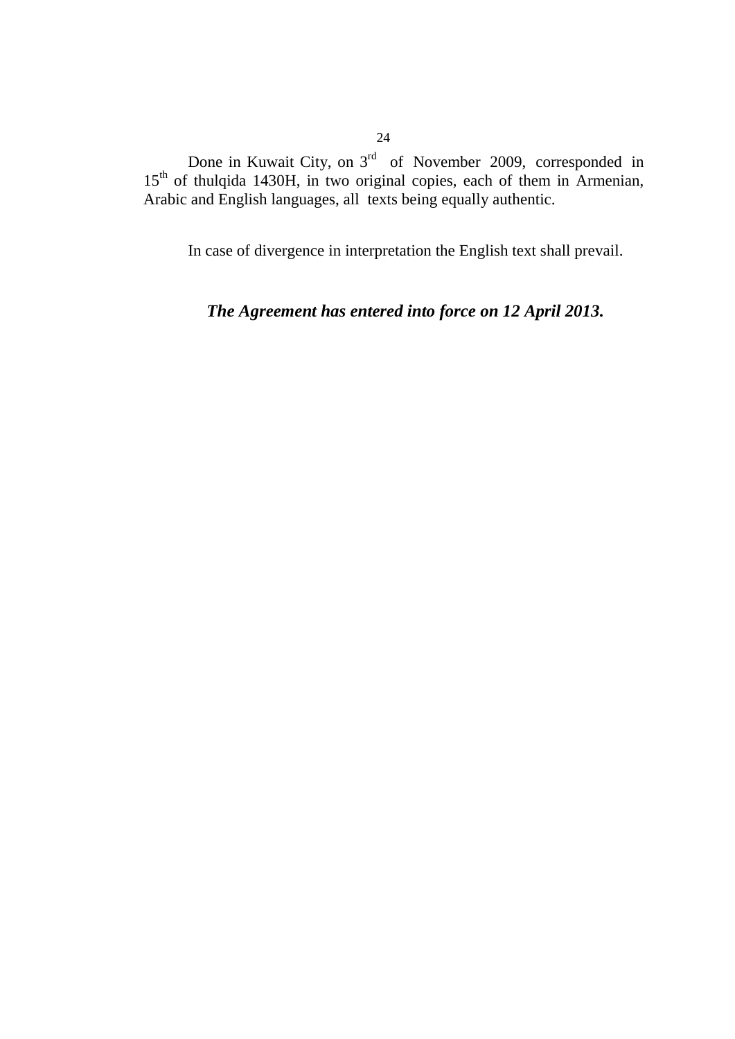Done in Kuwait City, on 3[rd] of November 2009, corresponded in 15[th] of thulqida 1430H, in two original copies, each of them in Armenian, Arabic and English languages, all texts being equally authentic.

In case of divergence in interpretation the English text shall prevail.

***The Agreement has entered into force on 12 April 2013.***